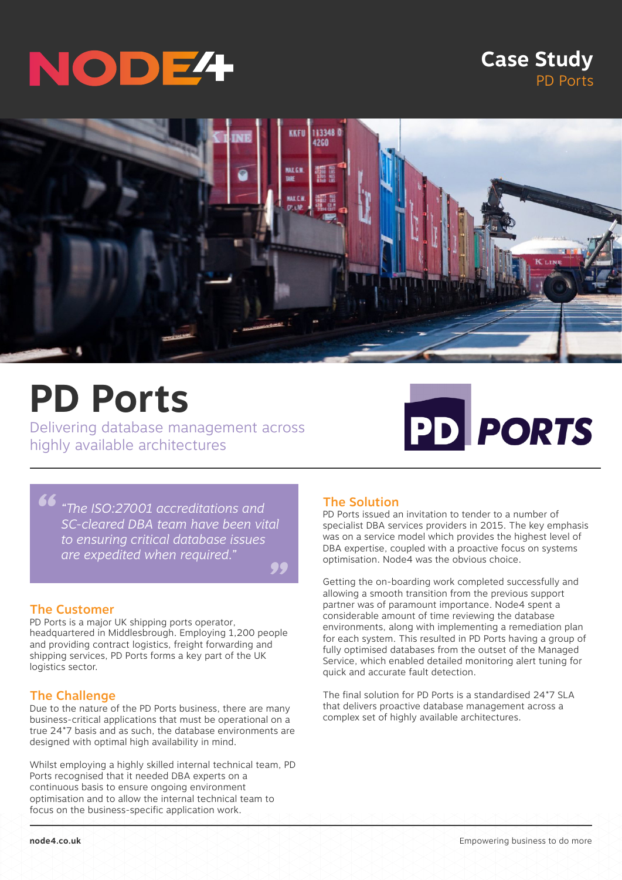# Case Study

PD Ports

# PD Ports

Delivering database management across highly available architectures

> *"The ISO:27001 accreditations and SC-cleared DBA team have been vital to ensuring critical database issues are expedited when required."*

## The Customer

PD Ports is a major UK shipping ports operator, headquartered in Middlesbrough. Employing 1,200 people and providing contract logistics, freight forwarding and shipping services, PD Ports forms a key part of the UK logistics sector.

## The Challenge

Due to the nature of the PD Ports business, there are many business-critical applications that must be operational on a true 24*7 basis and as such, the database environments are designed with optimal high availability in mind.

Whilst employing a highly skilled internal technical team, PD Ports recognised that it needed DBA experts on a continuous basis to ensure ongoing environment optimisation and to allow the internal technical team to focus on the business-specific application work.

## The Solution

PD Ports issued an invitation to tender to a number of specialist DBA services providers in 2015. The key emphasis was on a service model which provides the highest level of DBA expertise, coupled with a proactive focus on systems optimisation. Node4 was the obvious choice.

Getting the on-boarding work completed successfully and allowing a smooth transition from the previous support partner was of paramount importance. Node4 spent a considerable amount of time reviewing the database environments, along with implementing a remediation plan for each system. This resulted in PD Ports having a group of fully optimised databases from the outset of the Managed Service, which enabled detailed monitoring alert tuning for quick and accurate fault detection.

The final solution for PD Ports is a standardised 24*7 SLA that delivers proactive database management across a complex set of highly available architectures.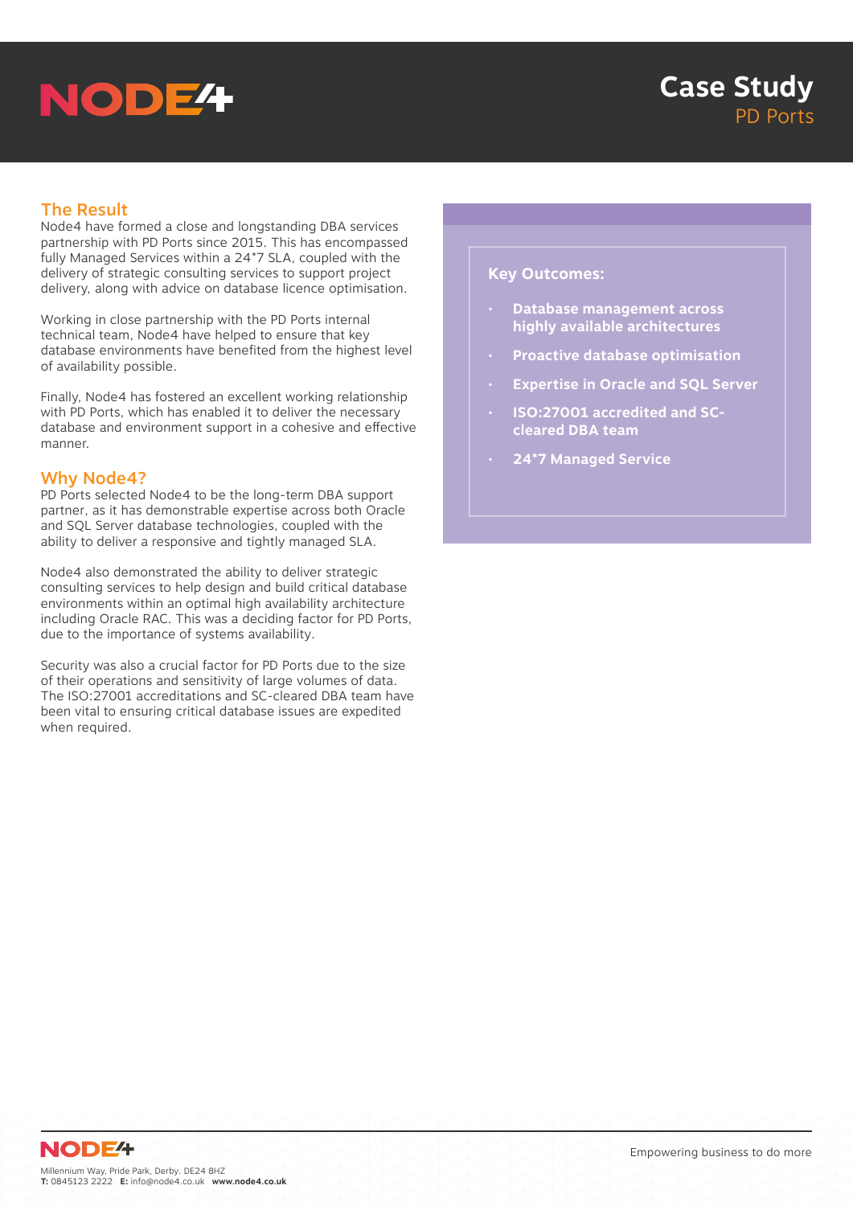## The Result

Node4 have formed a close and longstanding DBA services partnership with PD Ports since 2015. This has encompassed fully Managed Services within a 24*7 SLA, coupled with the delivery of strategic consulting services to support project delivery, along with advice on database licence optimisation.

Working in close partnership with the PD Ports internal technical team, Node4 have helped to ensure that key database environments have benefited from the highest level of availability possible.

Finally, Node4 has fostered an excellent working relationship with PD Ports, which has enabled it to deliver the necessary database and environment support in a cohesive and effective manner.

## Why Node4?

PD Ports selected Node4 to be the long-term DBA support partner, as it has demonstrable expertise across both Oracle and SQL Server database technologies, coupled with the ability to deliver a responsive and tightly managed SLA.

Node4 also demonstrated the ability to deliver strategic consulting services to help design and build critical database environments within an optimal high availability architecture including Oracle RAC. This was a deciding factor for PD Ports, due to the importance of systems availability.

Security was also a crucial factor for PD Ports due to the size of their operations and sensitivity of large volumes of data. The ISO:27001 accreditations and SC-cleared DBA team have been vital to ensuring critical database issues are expedited when required.

### Key Outcomes:

- **Database management across highly available architectures**
- **Proactive database optimisation**
- **Expertise in Oracle and SQL Server**
- **ISO:27001 accredited and SC-cleared DBA team**
- **24*7 Managed Service**